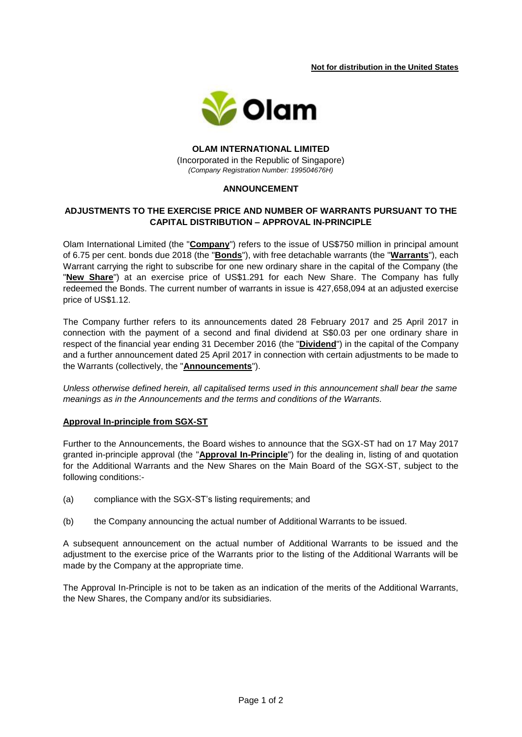**Not for distribution in the United States**

**OLAM INTERNATIONAL LIMITED**

(Incorporated in the Republic of Singapore)
*(Company Registration Number: 199504676H)*

**ANNOUNCEMENT**

**ADJUSTMENTS TO THE EXERCISE PRICE AND NUMBER OF WARRANTS PURSUANT TO THE CAPITAL DISTRIBUTION – APPROVAL IN-PRINCIPLE**

Olam International Limited (the "**Company**") refers to the issue of US$750 million in principal amount of 6.75 per cent. bonds due 2018 (the "**Bonds**"), with free detachable warrants (the "**Warrants**"), each Warrant carrying the right to subscribe for one new ordinary share in the capital of the Company (the "**New Share**") at an exercise price of US$1.291 for each New Share. The Company has fully redeemed the Bonds. The current number of warrants in issue is 427,658,094 at an adjusted exercise price of US$1.12.

The Company further refers to its announcements dated 28 February 2017 and 25 April 2017 in connection with the payment of a second and final dividend at S$0.03 per one ordinary share in respect of the financial year ending 31 December 2016 (the "**Dividend**") in the capital of the Company and a further announcement dated 25 April 2017 in connection with certain adjustments to be made to the Warrants (collectively, the "**Announcements**").

*Unless otherwise defined herein, all capitalised terms used in this announcement shall bear the same meanings as in the Announcements and the terms and conditions of the Warrants.*

**Approval In-principle from SGX-ST**

Further to the Announcements, the Board wishes to announce that the SGX-ST had on 17 May 2017 granted in-principle approval (the "**Approval In-Principle**") for the dealing in, listing of and quotation for the Additional Warrants and the New Shares on the Main Board of the SGX-ST, subject to the following conditions:-

(a) compliance with the SGX-ST's listing requirements; and

(b) the Company announcing the actual number of Additional Warrants to be issued.

A subsequent announcement on the actual number of Additional Warrants to be issued and the adjustment to the exercise price of the Warrants prior to the listing of the Additional Warrants will be made by the Company at the appropriate time.

The Approval In-Principle is not to be taken as an indication of the merits of the Additional Warrants, the New Shares, the Company and/or its subsidiaries.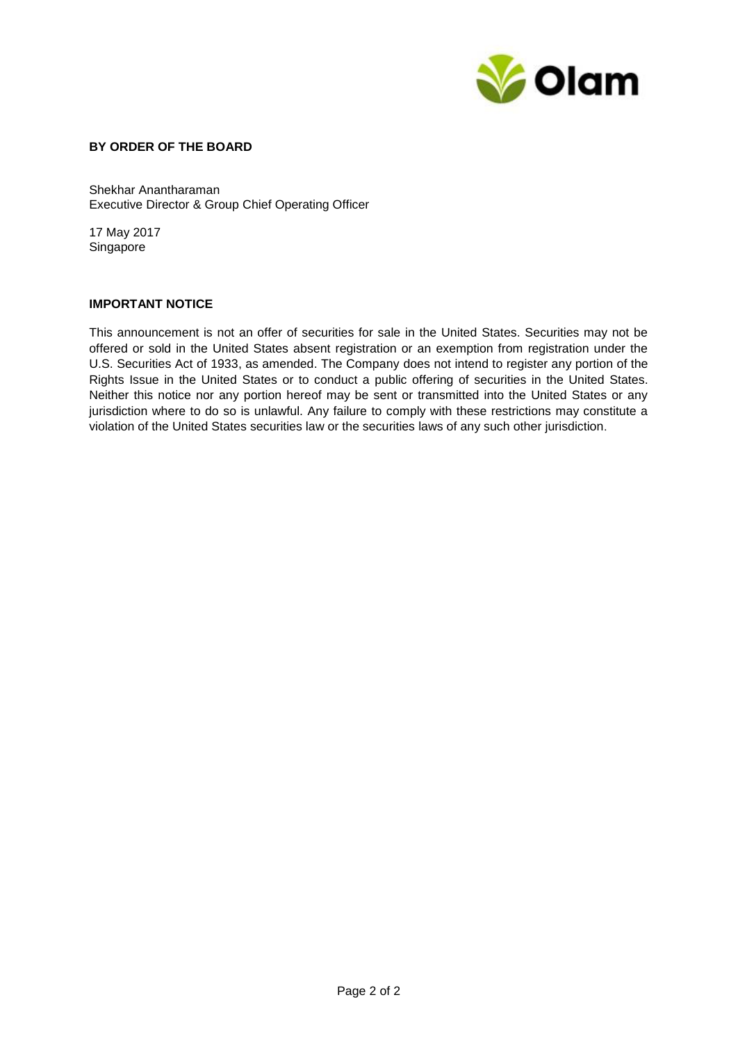**BY ORDER OF THE BOARD**

Shekhar Anantharaman
Executive Director & Group Chief Operating Officer

17 May 2017
Singapore

**IMPORTANT NOTICE**

This announcement is not an offer of securities for sale in the United States. Securities may not be offered or sold in the United States absent registration or an exemption from registration under the U.S. Securities Act of 1933, as amended. The Company does not intend to register any portion of the Rights Issue in the United States or to conduct a public offering of securities in the United States. Neither this notice nor any portion hereof may be sent or transmitted into the United States or any jurisdiction where to do so is unlawful. Any failure to comply with these restrictions may constitute a violation of the United States securities law or the securities laws of any such other jurisdiction.